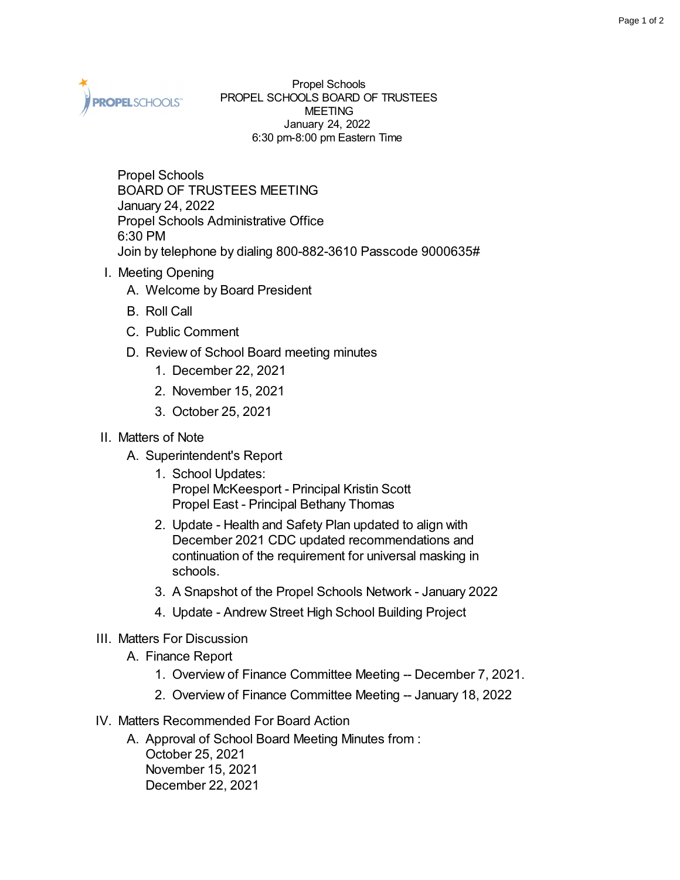Propel Schools
PROPEL SCHOOLS BOARD OF TRUSTEES MEETING
January 24, 2022
6:30 pm-8:00 pm Eastern Time

Propel Schools
BOARD OF TRUSTEES MEETING
January 24, 2022
Propel Schools Administrative Office
6:30 PM
Join by telephone by dialing 800-882-3610 Passcode 9000635#

I. Meeting Opening
   A. Welcome by Board President
   B. Roll Call
   C. Public Comment
   D. Review of School Board meeting minutes
      1. December 22, 2021
      2. November 15, 2021
      3. October 25, 2021

II. Matters of Note
   A. Superintendent's Report
      1. School Updates:
         Propel McKeesport - Principal Kristin Scott
         Propel East - Principal Bethany Thomas
      2. Update - Health and Safety Plan updated to align with December 2021 CDC updated recommendations and continuation of the requirement for universal masking in schools.
      3. A Snapshot of the Propel Schools Network - January 2022
      4. Update - Andrew Street High School Building Project

III. Matters For Discussion
   A. Finance Report
      1. Overview of Finance Committee Meeting -- December 7, 2021.
      2. Overview of Finance Committee Meeting -- January 18, 2022

IV. Matters Recommended For Board Action
   A. Approval of School Board Meeting Minutes from :
      October 25, 2021
      November 15, 2021
      December 22, 2021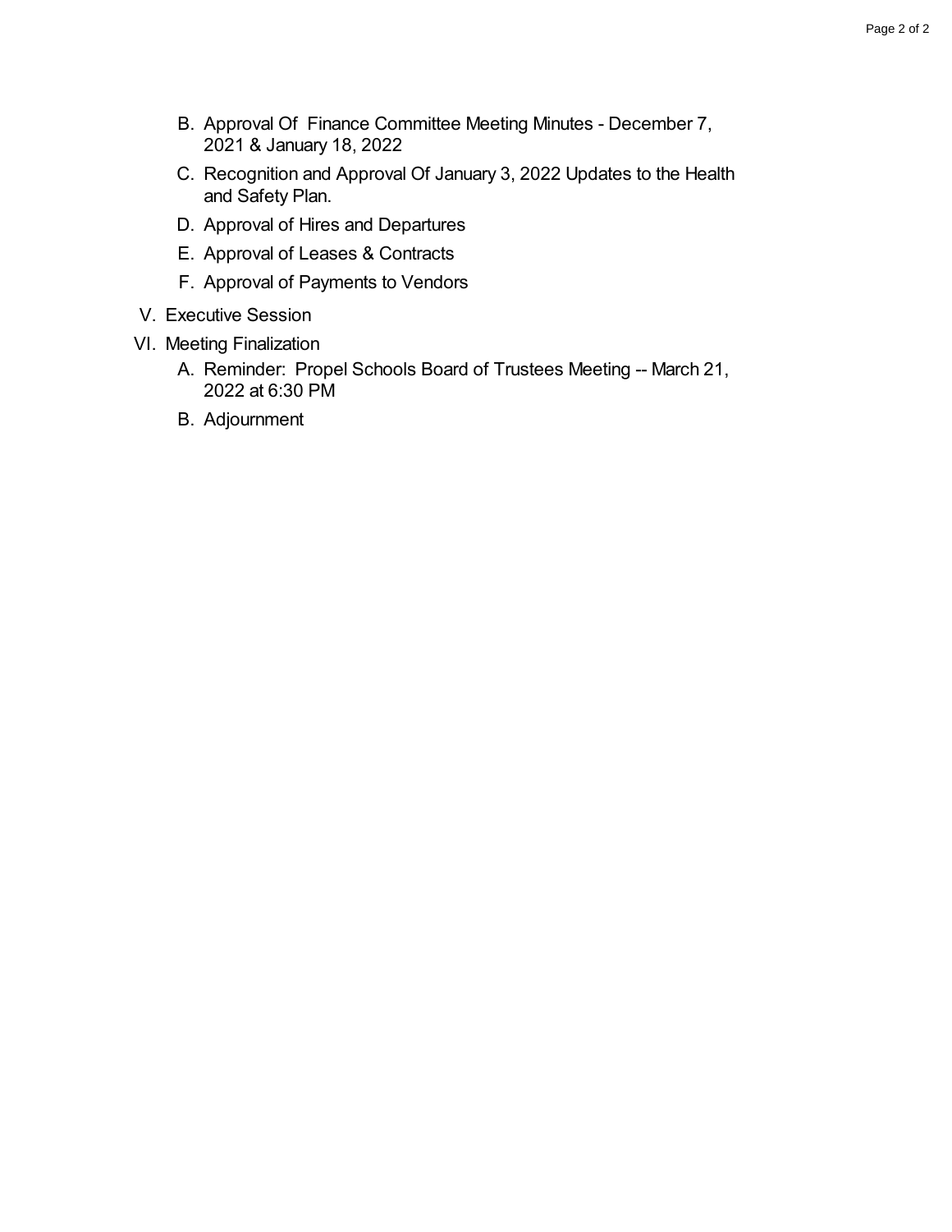B. Approval Of  Finance Committee Meeting Minutes - December 7, 2021 & January 18, 2022

C. Recognition and Approval Of January 3, 2022 Updates to the Health and Safety Plan.

D. Approval of Hires and Departures

E. Approval of Leases & Contracts

F. Approval of Payments to Vendors

V. Executive Session

VI. Meeting Finalization

A. Reminder:  Propel Schools Board of Trustees Meeting -- March 21, 2022 at 6:30 PM

B. Adjournment